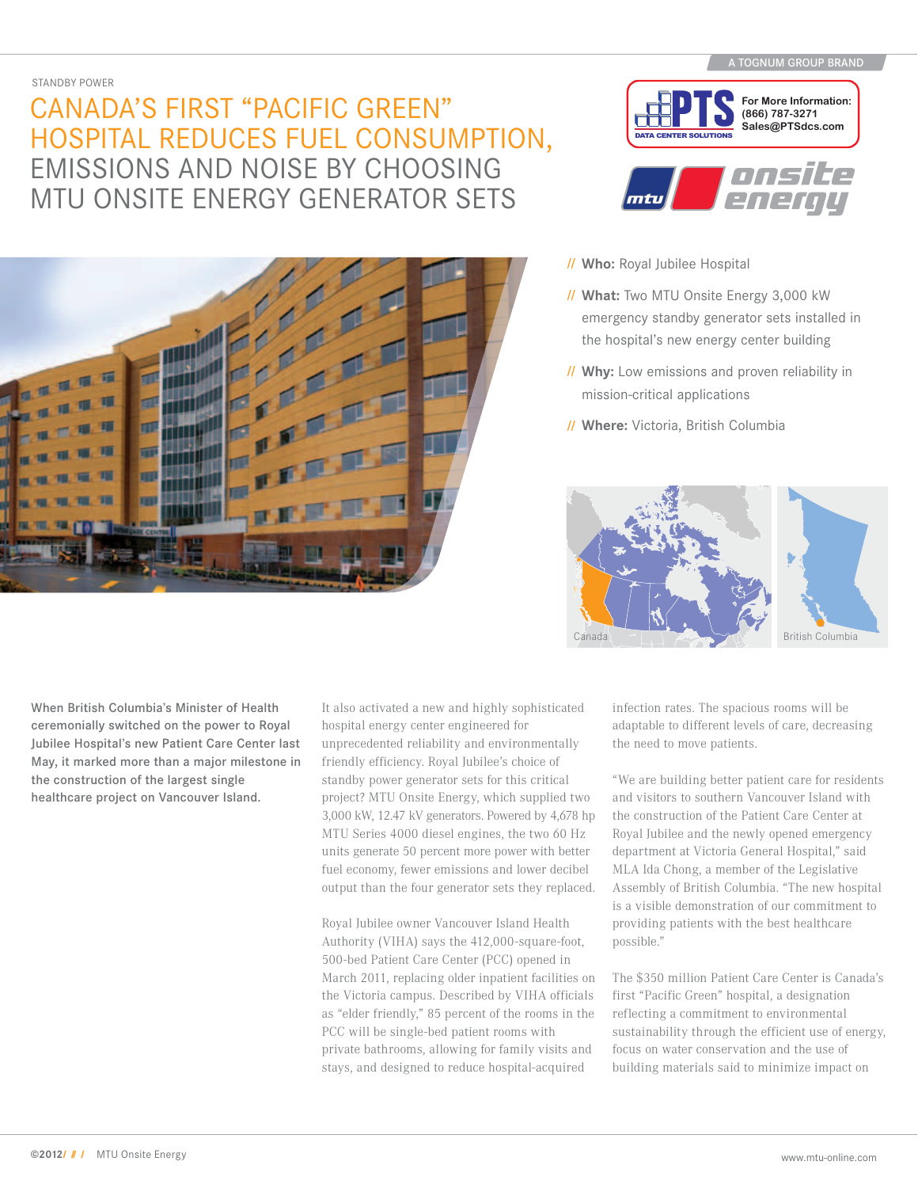A TOGNUM GROUP BRAND

STANDBY POWER

# CANADA'S FIRST "PACIFIC GREEN" HOSPITAL REDUCES FUEL CONSUMPTION, EMISSIONS AND NOISE BY CHOOSING MTU ONSITE ENERGY GENERATOR SETS

PTS DATA CENTER SOLUTIONS — For More Information: (866) 787-3271 Sales@PTSdcs.com

mtu onsite energy

// **Who:** Royal Jubilee Hospital

// **What:** Two MTU Onsite Energy 3,000 kW emergency standby generator sets installed in the hospital's new energy center building

// **Why:** Low emissions and proven reliability in mission-critical applications

// **Where:** Victoria, British Columbia

Canada

British Columbia

When British Columbia's Minister of Health ceremonially switched on the power to Royal Jubilee Hospital's new Patient Care Center last May, it marked more than a major milestone in the construction of the largest single healthcare project on Vancouver Island.

It also activated a new and highly sophisticated hospital energy center engineered for unprecedented reliability and environmentally friendly efficiency. Royal Jubilee's choice of standby power generator sets for this critical project? MTU Onsite Energy, which supplied two 3,000 kW, 12.47 kV generators. Powered by 4,678 hp MTU Series 4000 diesel engines, the two 60 Hz units generate 50 percent more power with better fuel economy, fewer emissions and lower decibel output than the four generator sets they replaced.

Royal Jubilee owner Vancouver Island Health Authority (VIHA) says the 412,000-square-foot, 500-bed Patient Care Center (PCC) opened in March 2011, replacing older inpatient facilities on the Victoria campus. Described by VIHA officials as "elder friendly," 85 percent of the rooms in the PCC will be single-bed patient rooms with private bathrooms, allowing for family visits and stays, and designed to reduce hospital-acquired infection rates. The spacious rooms will be adaptable to different levels of care, decreasing the need to move patients.

"We are building better patient care for residents and visitors to southern Vancouver Island with the construction of the Patient Care Center at Royal Jubilee and the newly opened emergency department at Victoria General Hospital," said MLA Ida Chong, a member of the Legislative Assembly of British Columbia. "The new hospital is a visible demonstration of our commitment to providing patients with the best healthcare possible."

The $350 million Patient Care Center is Canada's first "Pacific Green" hospital, a designation reflecting a commitment to environmental sustainability through the efficient use of energy, focus on water conservation and the use of building materials said to minimize impact on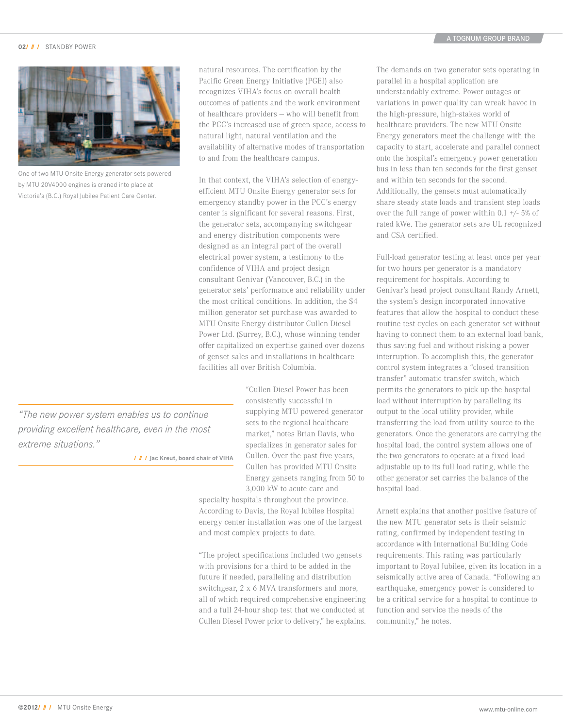One of two MTU Onsite Energy generator sets powered by MTU 20V4000 engines is craned into place at Victoria's (B.C.) Royal Jubilee Patient Care Center.

natural resources. The certification by the Pacific Green Energy Initiative (PGEI) also recognizes VIHA's focus on overall health outcomes of patients and the work environment of healthcare providers — who will benefit from the PCC's increased use of green space, access to natural light, natural ventilation and the availability of alternative modes of transportation to and from the healthcare campus.

In that context, the VIHA's selection of energy-efficient MTU Onsite Energy generator sets for emergency standby power in the PCC's energy center is significant for several reasons. First, the generator sets, accompanying switchgear and energy distribution components were designed as an integral part of the overall electrical power system, a testimony to the confidence of VIHA and project design consultant Genivar (Vancouver, B.C.) in the generator sets' performance and reliability under the most critical conditions. In addition, the $4 million generator set purchase was awarded to MTU Onsite Energy distributor Cullen Diesel Power Ltd. (Surrey, B.C.), whose winning tender offer capitalized on expertise gained over dozens of genset sales and installations in healthcare facilities all over British Columbia.

> *"The new power system enables us to continue providing excellent healthcare, even in the most extreme situations."*
>
> **/ // / Jac Kreut, board chair of VIHA**

"Cullen Diesel Power has been consistently successful in supplying MTU powered generator sets to the regional healthcare market," notes Brian Davis, who specializes in generator sales for Cullen. Over the past five years, Cullen has provided MTU Onsite Energy gensets ranging from 50 to 3,000 kW to acute care and specialty hospitals throughout the province. According to Davis, the Royal Jubilee Hospital energy center installation was one of the largest and most complex projects to date.

"The project specifications included two gensets with provisions for a third to be added in the future if needed, paralleling and distribution switchgear, 2 x 6 MVA transformers and more, all of which required comprehensive engineering and a full 24-hour shop test that we conducted at Cullen Diesel Power prior to delivery," he explains.

The demands on two generator sets operating in parallel in a hospital application are understandably extreme. Power outages or variations in power quality can wreak havoc in the high-pressure, high-stakes world of healthcare providers. The new MTU Onsite Energy generators meet the challenge with the capacity to start, accelerate and parallel connect onto the hospital's emergency power generation bus in less than ten seconds for the first genset and within ten seconds for the second. Additionally, the gensets must automatically share steady state loads and transient step loads over the full range of power within 0.1 +/- 5% of rated kWe. The generator sets are UL recognized and CSA certified.

Full-load generator testing at least once per year for two hours per generator is a mandatory requirement for hospitals. According to Genivar's head project consultant Randy Arnett, the system's design incorporated innovative features that allow the hospital to conduct these routine test cycles on each generator set without having to connect them to an external load bank, thus saving fuel and without risking a power interruption. To accomplish this, the generator control system integrates a "closed transition transfer" automatic transfer switch, which permits the generators to pick up the hospital load without interruption by paralleling its output to the local utility provider, while transferring the load from utility source to the generators. Once the generators are carrying the hospital load, the control system allows one of the two generators to operate at a fixed load adjustable up to its full load rating, while the other generator set carries the balance of the hospital load.

Arnett explains that another positive feature of the new MTU generator sets is their seismic rating, confirmed by independent testing in accordance with International Building Code requirements. This rating was particularly important to Royal Jubilee, given its location in a seismically active area of Canada. "Following an earthquake, emergency power is considered to be a critical service for a hospital to continue to function and service the needs of the community," he notes.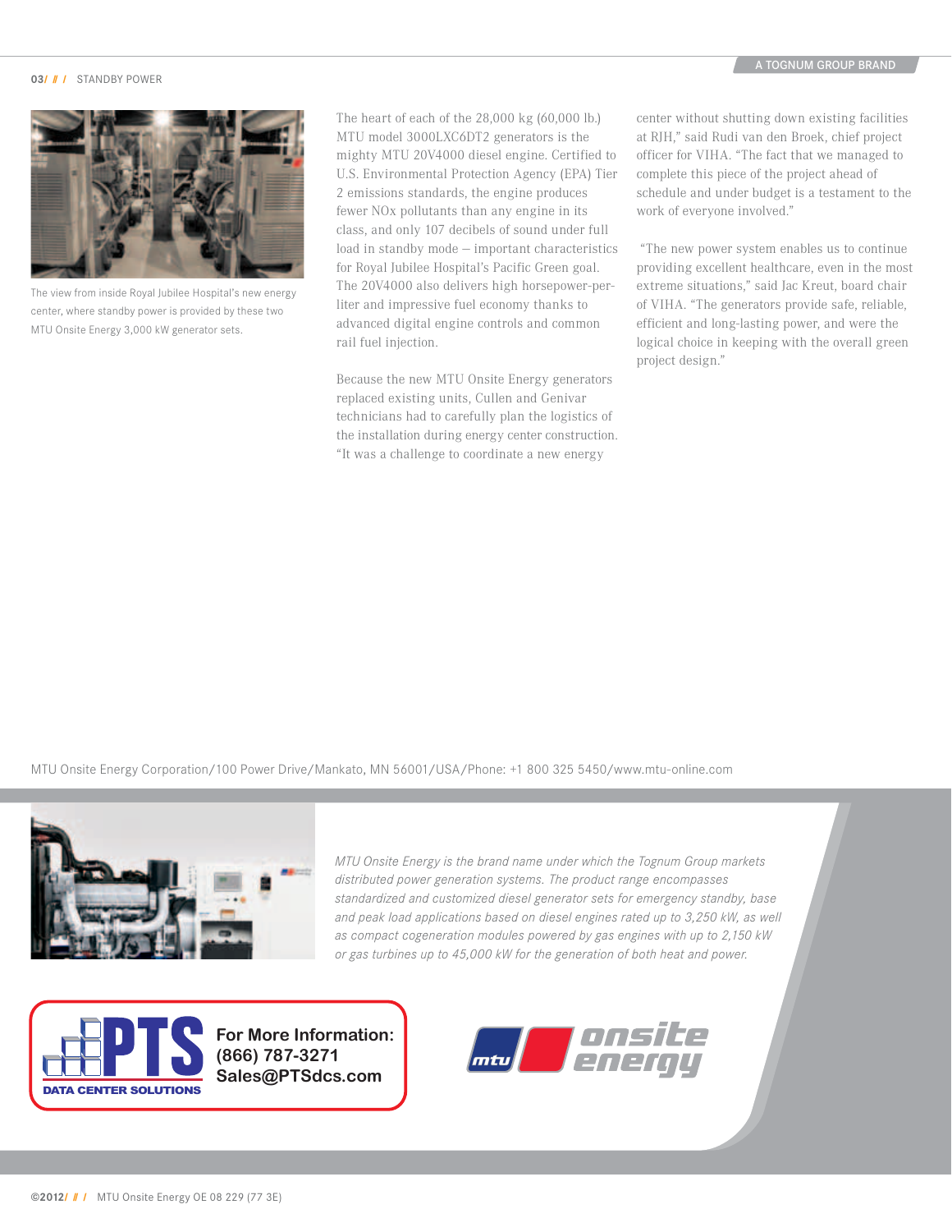The view from inside Royal Jubilee Hospital's new energy center, where standby power is provided by these two MTU Onsite Energy 3,000 kW generator sets.

The heart of each of the 28,000 kg (60,000 lb.) MTU model 3000LXC6DT2 generators is the mighty MTU 20V4000 diesel engine. Certified to U.S. Environmental Protection Agency (EPA) Tier 2 emissions standards, the engine produces fewer NOx pollutants than any engine in its class, and only 107 decibels of sound under full load in standby mode – important characteristics for Royal Jubilee Hospital's Pacific Green goal. The 20V4000 also delivers high horsepower-per-liter and impressive fuel economy thanks to advanced digital engine controls and common rail fuel injection.

Because the new MTU Onsite Energy generators replaced existing units, Cullen and Genivar technicians had to carefully plan the logistics of the installation during energy center construction. "It was a challenge to coordinate a new energy center without shutting down existing facilities at RJH," said Rudi van den Broek, chief project officer for VIHA. "The fact that we managed to complete this piece of the project ahead of schedule and under budget is a testament to the work of everyone involved."

"The new power system enables us to continue providing excellent healthcare, even in the most extreme situations," said Jac Kreut, board chair of VIHA. "The generators provide safe, reliable, efficient and long-lasting power, and were the logical choice in keeping with the overall green project design."

MTU Onsite Energy Corporation/100 Power Drive/Mankato, MN 56001/USA/Phone: +1 800 325 5450/www.mtu-online.com

*MTU Onsite Energy is the brand name under which the Tognum Group markets distributed power generation systems. The product range encompasses standardized and customized diesel generator sets for emergency standby, base and peak load applications based on diesel engines rated up to 3,250 kW, as well as compact cogeneration modules powered by gas engines with up to 2,150 kW or gas turbines up to 45,000 kW for the generation of both heat and power.*

**PTS DATA CENTER SOLUTIONS**

**For More Information:**
**(866) 787-3271**
**Sales@PTSdcs.com**

mtu onsite energy

©2012 MTU Onsite Energy OE 08 229 (77 3E)